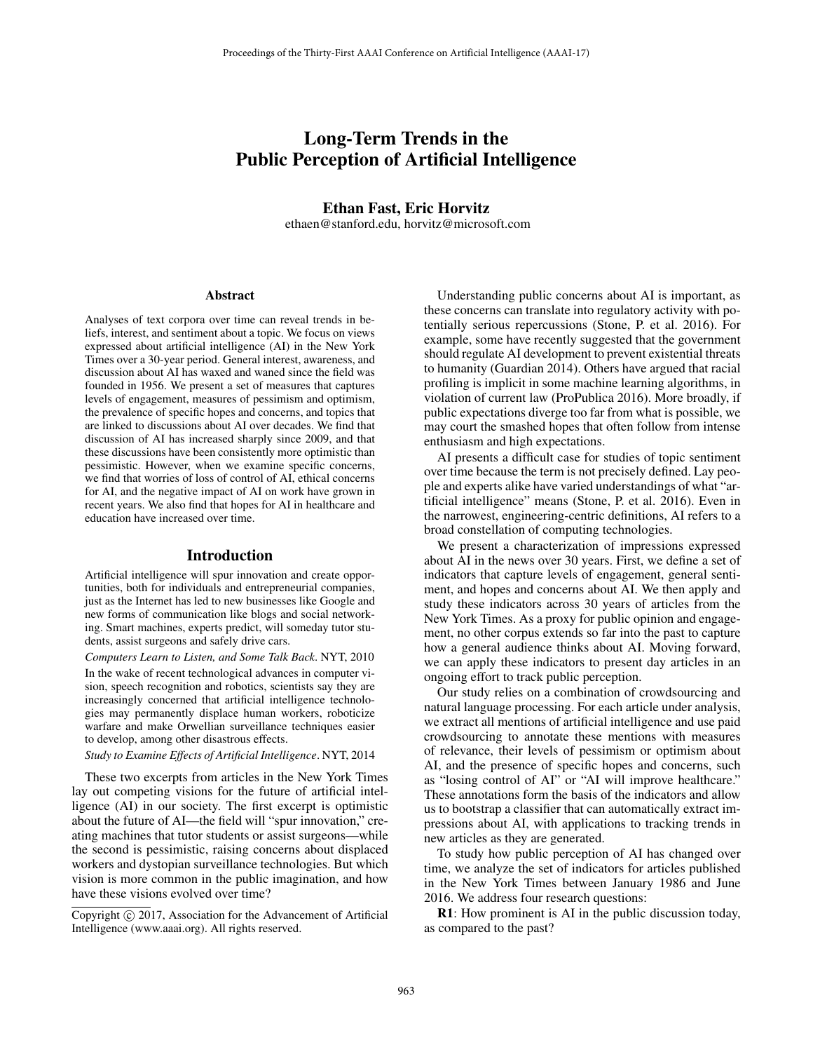# Long-Term Trends in the Public Perception of Artificial Intelligence

**Ethan Fast, Eric Horvitz**
ethaen@stanford.edu, horvitz@microsoft.com

## Abstract

Analyses of text corpora over time can reveal trends in beliefs, interest, and sentiment about a topic. We focus on views expressed about artificial intelligence (AI) in the New York Times over a 30-year period. General interest, awareness, and discussion about AI has waxed and waned since the field was founded in 1956. We present a set of measures that captures levels of engagement, measures of pessimism and optimism, the prevalence of specific hopes and concerns, and topics that are linked to discussions about AI over decades. We find that discussion of AI has increased sharply since 2009, and that these discussions have been consistently more optimistic than pessimistic. However, when we examine specific concerns, we find that worries of loss of control of AI, ethical concerns for AI, and the negative impact of AI on work have grown in recent years. We also find that hopes for AI in healthcare and education have increased over time.

## Introduction

Artificial intelligence will spur innovation and create opportunities, both for individuals and entrepreneurial companies, just as the Internet has led to new businesses like Google and new forms of communication like blogs and social networking. Smart machines, experts predict, will someday tutor students, assist surgeons and safely drive cars.

*Computers Learn to Listen, and Some Talk Back*. NYT, 2010

In the wake of recent technological advances in computer vision, speech recognition and robotics, scientists say they are increasingly concerned that artificial intelligence technologies may permanently displace human workers, roboticize warfare and make Orwellian surveillance techniques easier to develop, among other disastrous effects.

*Study to Examine Effects of Artificial Intelligence*. NYT, 2014

These two excerpts from articles in the New York Times lay out competing visions for the future of artificial intelligence (AI) in our society. The first excerpt is optimistic about the future of AI—the field will "spur innovation," creating machines that tutor students or assist surgeons—while the second is pessimistic, raising concerns about displaced workers and dystopian surveillance technologies. But which vision is more common in the public imagination, and how have these visions evolved over time?

Copyright © 2017, Association for the Advancement of Artificial Intelligence (www.aaai.org). All rights reserved.

Understanding public concerns about AI is important, as these concerns can translate into regulatory activity with potentially serious repercussions (Stone, P. et al. 2016). For example, some have recently suggested that the government should regulate AI development to prevent existential threats to humanity (Guardian 2014). Others have argued that racial profiling is implicit in some machine learning algorithms, in violation of current law (ProPublica 2016). More broadly, if public expectations diverge too far from what is possible, we may court the smashed hopes that often follow from intense enthusiasm and high expectations.

AI presents a difficult case for studies of topic sentiment over time because the term is not precisely defined. Lay people and experts alike have varied understandings of what "artificial intelligence" means (Stone, P. et al. 2016). Even in the narrowest, engineering-centric definitions, AI refers to a broad constellation of computing technologies.

We present a characterization of impressions expressed about AI in the news over 30 years. First, we define a set of indicators that capture levels of engagement, general sentiment, and hopes and concerns about AI. We then apply and study these indicators across 30 years of articles from the New York Times. As a proxy for public opinion and engagement, no other corpus extends so far into the past to capture how a general audience thinks about AI. Moving forward, we can apply these indicators to present day articles in an ongoing effort to track public perception.

Our study relies on a combination of crowdsourcing and natural language processing. For each article under analysis, we extract all mentions of artificial intelligence and use paid crowdsourcing to annotate these mentions with measures of relevance, their levels of pessimism or optimism about AI, and the presence of specific hopes and concerns, such as "losing control of AI" or "AI will improve healthcare." These annotations form the basis of the indicators and allow us to bootstrap a classifier that can automatically extract impressions about AI, with applications to tracking trends in new articles as they are generated.

To study how public perception of AI has changed over time, we analyze the set of indicators for articles published in the New York Times between January 1986 and June 2016. We address four research questions:

**R1**: How prominent is AI in the public discussion today, as compared to the past?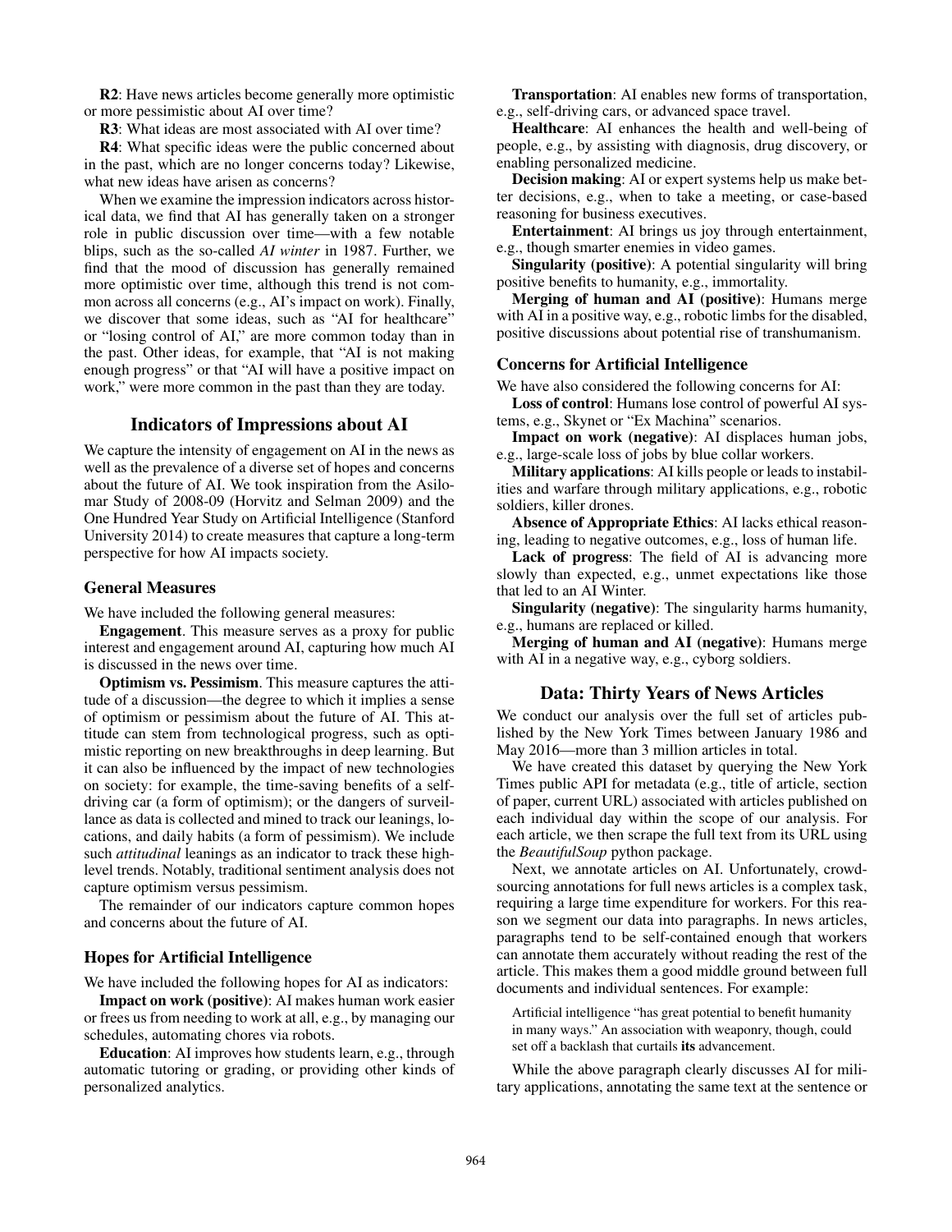**R2**: Have news articles become generally more optimistic or more pessimistic about AI over time?

**R3**: What ideas are most associated with AI over time?

**R4**: What specific ideas were the public concerned about in the past, which are no longer concerns today? Likewise, what new ideas have arisen as concerns?

When we examine the impression indicators across historical data, we find that AI has generally taken on a stronger role in public discussion over time—with a few notable blips, such as the so-called *AI winter* in 1987. Further, we find that the mood of discussion has generally remained more optimistic over time, although this trend is not common across all concerns (e.g., AI's impact on work). Finally, we discover that some ideas, such as "AI for healthcare" or "losing control of AI," are more common today than in the past. Other ideas, for example, that "AI is not making enough progress" or that "AI will have a positive impact on work," were more common in the past than they are today.

## Indicators of Impressions about AI

We capture the intensity of engagement on AI in the news as well as the prevalence of a diverse set of hopes and concerns about the future of AI. We took inspiration from the Asilomar Study of 2008-09 (Horvitz and Selman 2009) and the One Hundred Year Study on Artificial Intelligence (Stanford University 2014) to create measures that capture a long-term perspective for how AI impacts society.

### General Measures

We have included the following general measures:

**Engagement**. This measure serves as a proxy for public interest and engagement around AI, capturing how much AI is discussed in the news over time.

**Optimism vs. Pessimism**. This measure captures the attitude of a discussion—the degree to which it implies a sense of optimism or pessimism about the future of AI. This attitude can stem from technological progress, such as optimistic reporting on new breakthroughs in deep learning. But it can also be influenced by the impact of new technologies on society: for example, the time-saving benefits of a self-driving car (a form of optimism); or the dangers of surveillance as data is collected and mined to track our leanings, locations, and daily habits (a form of pessimism). We include such *attitudinal* leanings as an indicator to track these high-level trends. Notably, traditional sentiment analysis does not capture optimism versus pessimism.

The remainder of our indicators capture common hopes and concerns about the future of AI.

### Hopes for Artificial Intelligence

We have included the following hopes for AI as indicators:

**Impact on work (positive)**: AI makes human work easier or frees us from needing to work at all, e.g., by managing our schedules, automating chores via robots.

**Education**: AI improves how students learn, e.g., through automatic tutoring or grading, or providing other kinds of personalized analytics.

**Transportation**: AI enables new forms of transportation, e.g., self-driving cars, or advanced space travel.

**Healthcare**: AI enhances the health and well-being of people, e.g., by assisting with diagnosis, drug discovery, or enabling personalized medicine.

**Decision making**: AI or expert systems help us make better decisions, e.g., when to take a meeting, or case-based reasoning for business executives.

**Entertainment**: AI brings us joy through entertainment, e.g., though smarter enemies in video games.

**Singularity (positive)**: A potential singularity will bring positive benefits to humanity, e.g., immortality.

**Merging of human and AI (positive)**: Humans merge with AI in a positive way, e.g., robotic limbs for the disabled, positive discussions about potential rise of transhumanism.

### Concerns for Artificial Intelligence

We have also considered the following concerns for AI:

**Loss of control**: Humans lose control of powerful AI systems, e.g., Skynet or "Ex Machina" scenarios.

**Impact on work (negative)**: AI displaces human jobs, e.g., large-scale loss of jobs by blue collar workers.

**Military applications**: AI kills people or leads to instabilities and warfare through military applications, e.g., robotic soldiers, killer drones.

**Absence of Appropriate Ethics**: AI lacks ethical reasoning, leading to negative outcomes, e.g., loss of human life.

**Lack of progress**: The field of AI is advancing more slowly than expected, e.g., unmet expectations like those that led to an AI Winter.

**Singularity (negative)**: The singularity harms humanity, e.g., humans are replaced or killed.

**Merging of human and AI (negative)**: Humans merge with AI in a negative way, e.g., cyborg soldiers.

## Data: Thirty Years of News Articles

We conduct our analysis over the full set of articles published by the New York Times between January 1986 and May 2016—more than 3 million articles in total.

We have created this dataset by querying the New York Times public API for metadata (e.g., title of article, section of paper, current URL) associated with articles published on each individual day within the scope of our analysis. For each article, we then scrape the full text from its URL using the *BeautifulSoup* python package.

Next, we annotate articles on AI. Unfortunately, crowdsourcing annotations for full news articles is a complex task, requiring a large time expenditure for workers. For this reason we segment our data into paragraphs. In news articles, paragraphs tend to be self-contained enough that workers can annotate them accurately without reading the rest of the article. This makes them a good middle ground between full documents and individual sentences. For example:

> Artificial intelligence "has great potential to benefit humanity in many ways." An association with weaponry, though, could set off a backlash that curtails **its** advancement.

While the above paragraph clearly discusses AI for military applications, annotating the same text at the sentence or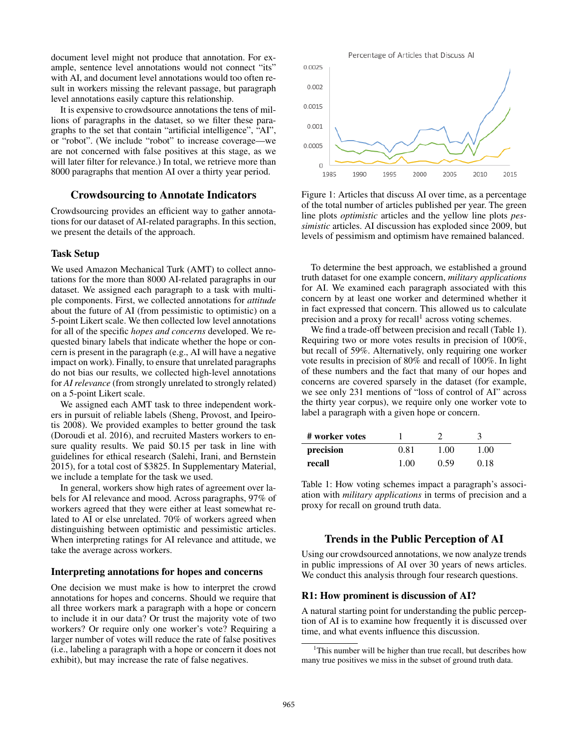document level might not produce that annotation. For example, sentence level annotations would not connect "its" with AI, and document level annotations would too often result in workers missing the relevant passage, but paragraph level annotations easily capture this relationship.

It is expensive to crowdsource annotations the tens of millions of paragraphs in the dataset, so we filter these paragraphs to the set that contain "artificial intelligence", "AI", or "robot". (We include "robot" to increase coverage—we are not concerned with false positives at this stage, as we will later filter for relevance.) In total, we retrieve more than 8000 paragraphs that mention AI over a thirty year period.

## Crowdsourcing to Annotate Indicators

Crowdsourcing provides an efficient way to gather annotations for our dataset of AI-related paragraphs. In this section, we present the details of the approach.

### Task Setup

We used Amazon Mechanical Turk (AMT) to collect annotations for the more than 8000 AI-related paragraphs in our dataset. We assigned each paragraph to a task with multiple components. First, we collected annotations for *attitude* about the future of AI (from pessimistic to optimistic) on a 5-point Likert scale. We then collected low level annotations for all of the specific *hopes and concerns* developed. We requested binary labels that indicate whether the hope or concern is present in the paragraph (e.g., AI will have a negative impact on work). Finally, to ensure that unrelated paragraphs do not bias our results, we collected high-level annotations for *AI relevance* (from strongly unrelated to strongly related) on a 5-point Likert scale.

We assigned each AMT task to three independent workers in pursuit of reliable labels (Sheng, Provost, and Ipeirotis 2008). We provided examples to better ground the task (Doroudi et al. 2016), and recruited Masters workers to ensure quality results. We paid $0.15 per task in line with guidelines for ethical research (Salehi, Irani, and Bernstein 2015), for a total cost of $3825. In Supplementary Material, we include a template for the task we used.

In general, workers show high rates of agreement over labels for AI relevance and mood. Across paragraphs, 97% of workers agreed that they were either at least somewhat related to AI or else unrelated. 70% of workers agreed when distinguishing between optimistic and pessimistic articles. When interpreting ratings for AI relevance and attitude, we take the average across workers.

### Interpreting annotations for hopes and concerns

One decision we must make is how to interpret the crowd annotations for hopes and concerns. Should we require that all three workers mark a paragraph with a hope or concern to include it in our data? Or trust the majority vote of two workers? Or require only one worker's vote? Requiring a larger number of votes will reduce the rate of false positives (i.e., labeling a paragraph with a hope or concern it does not exhibit), but may increase the rate of false negatives.

Figure 1: Articles that discuss AI over time, as a percentage of the total number of articles published per year. The green line plots *optimistic* articles and the yellow line plots *pessimistic* articles. AI discussion has exploded since 2009, but levels of pessimism and optimism have remained balanced.

To determine the best approach, we established a ground truth dataset for one example concern, *military applications* for AI. We examined each paragraph associated with this concern by at least one worker and determined whether it in fact expressed that concern. This allowed us to calculate precision and a proxy for recall[1] across voting schemes.

We find a trade-off between precision and recall (Table 1). Requiring two or more votes results in precision of 100%, but recall of 59%. Alternatively, only requiring one worker vote results in precision of 80% and recall of 100%. In light of these numbers and the fact that many of our hopes and concerns are covered sparsely in the dataset (for example, we see only 231 mentions of "loss of control of AI" across the thirty year corpus), we require only one worker vote to label a paragraph with a given hope or concern.

| # worker votes | 1 | 2 | 3 |
|---|---|---|---|
| **precision** | 0.81 | 1.00 | 1.00 |
| **recall** | 1.00 | 0.59 | 0.18 |

Table 1: How voting schemes impact a paragraph's association with *military applications* in terms of precision and a proxy for recall on ground truth data.

## Trends in the Public Perception of AI

Using our crowdsourced annotations, we now analyze trends in public impressions of AI over 30 years of news articles. We conduct this analysis through four research questions.

### R1: How prominent is discussion of AI?

A natural starting point for understanding the public perception of AI is to examine how frequently it is discussed over time, and what events influence this discussion.

[1]This number will be higher than true recall, but describes how many true positives we miss in the subset of ground truth data.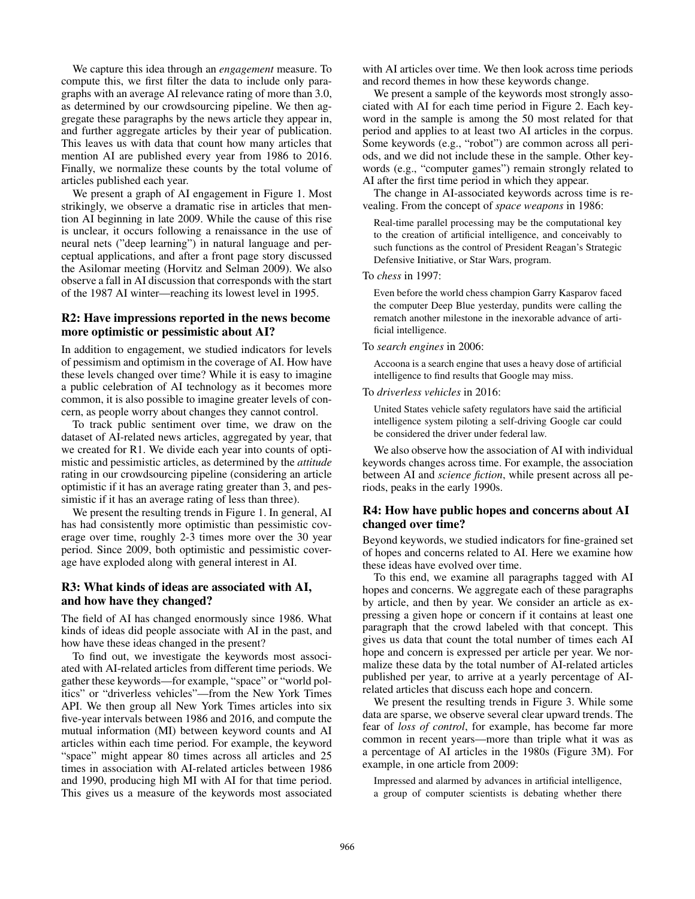We capture this idea through an *engagement* measure. To compute this, we first filter the data to include only paragraphs with an average AI relevance rating of more than 3.0, as determined by our crowdsourcing pipeline. We then aggregate these paragraphs by the news article they appear in, and further aggregate articles by their year of publication. This leaves us with data that count how many articles that mention AI are published every year from 1986 to 2016. Finally, we normalize these counts by the total volume of articles published each year.

We present a graph of AI engagement in Figure 1. Most strikingly, we observe a dramatic rise in articles that mention AI beginning in late 2009. While the cause of this rise is unclear, it occurs following a renaissance in the use of neural nets ("deep learning") in natural language and perceptual applications, and after a front page story discussed the Asilomar meeting (Horvitz and Selman 2009). We also observe a fall in AI discussion that corresponds with the start of the 1987 AI winter—reaching its lowest level in 1995.

## R2: Have impressions reported in the news become more optimistic or pessimistic about AI?

In addition to engagement, we studied indicators for levels of pessimism and optimism in the coverage of AI. How have these levels changed over time? While it is easy to imagine a public celebration of AI technology as it becomes more common, it is also possible to imagine greater levels of concern, as people worry about changes they cannot control.

To track public sentiment over time, we draw on the dataset of AI-related news articles, aggregated by year, that we created for R1. We divide each year into counts of optimistic and pessimistic articles, as determined by the *attitude* rating in our crowdsourcing pipeline (considering an article optimistic if it has an average rating greater than 3, and pessimistic if it has an average rating of less than three).

We present the resulting trends in Figure 1. In general, AI has had consistently more optimistic than pessimistic coverage over time, roughly 2-3 times more over the 30 year period. Since 2009, both optimistic and pessimistic coverage have exploded along with general interest in AI.

## R3: What kinds of ideas are associated with AI, and how have they changed?

The field of AI has changed enormously since 1986. What kinds of ideas did people associate with AI in the past, and how have these ideas changed in the present?

To find out, we investigate the keywords most associated with AI-related articles from different time periods. We gather these keywords—for example, "space" or "world politics" or "driverless vehicles"—from the New York Times API. We then group all New York Times articles into six five-year intervals between 1986 and 2016, and compute the mutual information (MI) between keyword counts and AI articles within each time period. For example, the keyword "space" might appear 80 times across all articles and 25 times in association with AI-related articles between 1986 and 1990, producing high MI with AI for that time period. This gives us a measure of the keywords most associated with AI articles over time. We then look across time periods and record themes in how these keywords change.

We present a sample of the keywords most strongly associated with AI for each time period in Figure 2. Each keyword in the sample is among the 50 most related for that period and applies to at least two AI articles in the corpus. Some keywords (e.g., "robot") are common across all periods, and we did not include these in the sample. Other keywords (e.g., "computer games") remain strongly related to AI after the first time period in which they appear.

The change in AI-associated keywords across time is revealing. From the concept of *space weapons* in 1986:

> Real-time parallel processing may be the computational key to the creation of artificial intelligence, and conceivably to such functions as the control of President Reagan's Strategic Defensive Initiative, or Star Wars, program.

To *chess* in 1997:

> Even before the world chess champion Garry Kasparov faced the computer Deep Blue yesterday, pundits were calling the rematch another milestone in the inexorable advance of artificial intelligence.

To *search engines* in 2006:

> Accoona is a search engine that uses a heavy dose of artificial intelligence to find results that Google may miss.

To *driverless vehicles* in 2016:

> United States vehicle safety regulators have said the artificial intelligence system piloting a self-driving Google car could be considered the driver under federal law.

We also observe how the association of AI with individual keywords changes across time. For example, the association between AI and *science fiction*, while present across all periods, peaks in the early 1990s.

## R4: How have public hopes and concerns about AI changed over time?

Beyond keywords, we studied indicators for fine-grained set of hopes and concerns related to AI. Here we examine how these ideas have evolved over time.

To this end, we examine all paragraphs tagged with AI hopes and concerns. We aggregate each of these paragraphs by article, and then by year. We consider an article as expressing a given hope or concern if it contains at least one paragraph that the crowd labeled with that concept. This gives us data that count the total number of times each AI hope and concern is expressed per article per year. We normalize these data by the total number of AI-related articles published per year, to arrive at a yearly percentage of AI-related articles that discuss each hope and concern.

We present the resulting trends in Figure 3. While some data are sparse, we observe several clear upward trends. The fear of *loss of control*, for example, has become far more common in recent years—more than triple what it was as a percentage of AI articles in the 1980s (Figure 3M). For example, in one article from 2009:

> Impressed and alarmed by advances in artificial intelligence, a group of computer scientists is debating whether there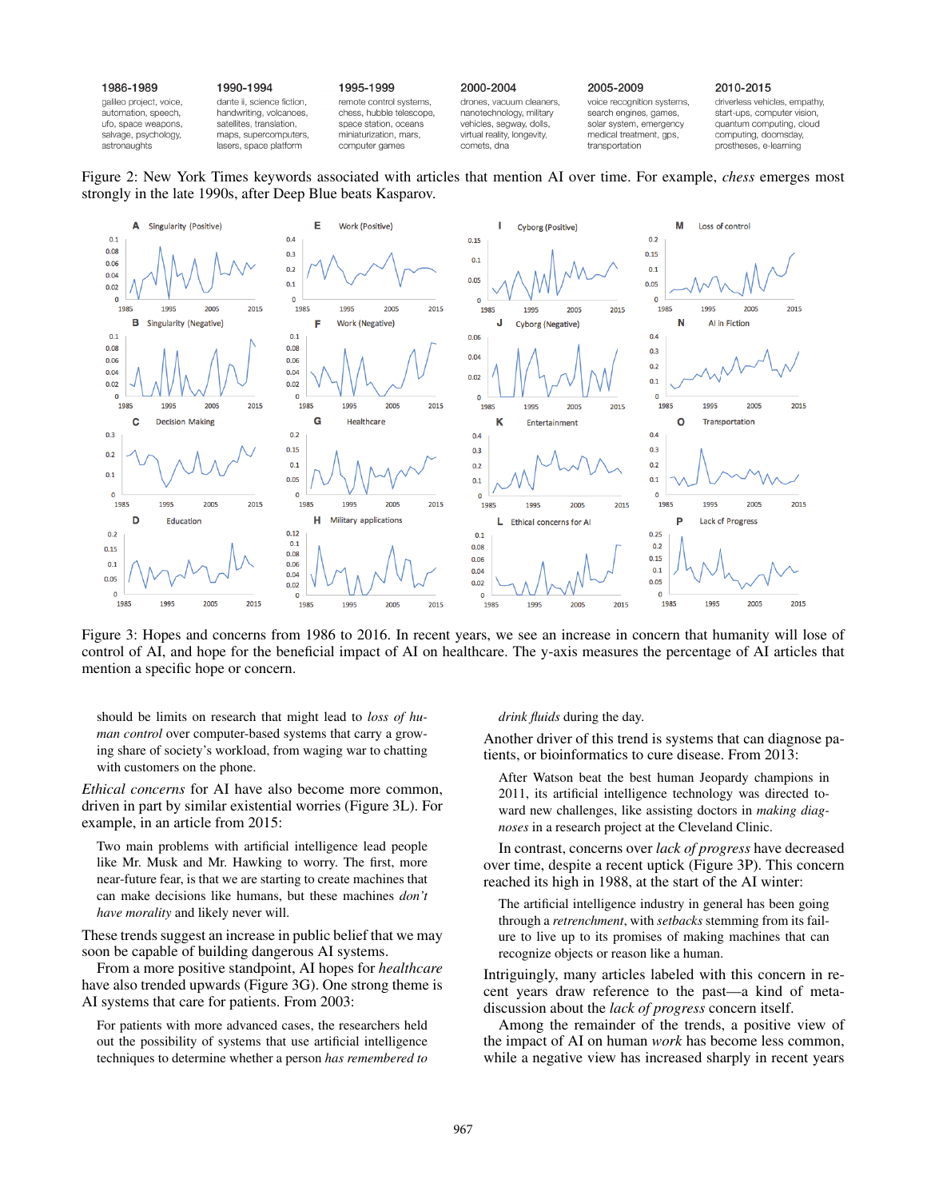| 1986-1989 | 1990-1994 | 1995-1999 | 2000-2004 | 2005-2009 | 2010-2015 |
|---|---|---|---|---|---|
| galileo project, voice, automation, speech, ufo, space weapons, salvage, psychology, astronaughts | dante ii, science fiction, handwriting, volcanoes, satellites, translation, maps, supercomputers, lasers, space platform | remote control systems, chess, hubble telescope, space station, oceans miniaturization, mars, computer games | drones, vacuum cleaners, nanotechnology, military vehicles, segway, dolls, virtual reality, longevity, comets, dna | voice recognition systems, search engines, games, solar system, emergency medical treatment, gps, transportation | driverless vehicles, empathy, start-ups, computer vision, quantum computing, cloud computing, doomsday, prostheses, e-learning |

Figure 2: New York Times keywords associated with articles that mention AI over time. For example, *chess* emerges most strongly in the late 1990s, after Deep Blue beats Kasparov.

Figure 3: Hopes and concerns from 1986 to 2016. In recent years, we see an increase in concern that humanity will lose of control of AI, and hope for the beneficial impact of AI on healthcare. The y-axis measures the percentage of AI articles that mention a specific hope or concern.

> should be limits on research that might lead to *loss of human control* over computer-based systems that carry a growing share of society's workload, from waging war to chatting with customers on the phone.

*Ethical concerns* for AI have also become more common, driven in part by similar existential worries (Figure 3L). For example, in an article from 2015:

> Two main problems with artificial intelligence lead people like Mr. Musk and Mr. Hawking to worry. The first, more near-future fear, is that we are starting to create machines that can make decisions like humans, but these machines *don't have morality* and likely never will.

These trends suggest an increase in public belief that we may soon be capable of building dangerous AI systems.

From a more positive standpoint, AI hopes for *healthcare* have also trended upwards (Figure 3G). One strong theme is AI systems that care for patients. From 2003:

> For patients with more advanced cases, the researchers held out the possibility of systems that use artificial intelligence techniques to determine whether a person *has remembered to drink fluids* during the day.

Another driver of this trend is systems that can diagnose patients, or bioinformatics to cure disease. From 2013:

> After Watson beat the best human Jeopardy champions in 2011, its artificial intelligence technology was directed toward new challenges, like assisting doctors in *making diagnoses* in a research project at the Cleveland Clinic.

In contrast, concerns over *lack of progress* have decreased over time, despite a recent uptick (Figure 3P). This concern reached its high in 1988, at the start of the AI winter:

> The artificial intelligence industry in general has been going through a *retrenchment*, with *setbacks* stemming from its failure to live up to its promises of making machines that can recognize objects or reason like a human.

Intriguingly, many articles labeled with this concern in recent years draw reference to the past—a kind of meta-discussion about the *lack of progress* concern itself.

Among the remainder of the trends, a positive view of the impact of AI on human *work* has become less common, while a negative view has increased sharply in recent years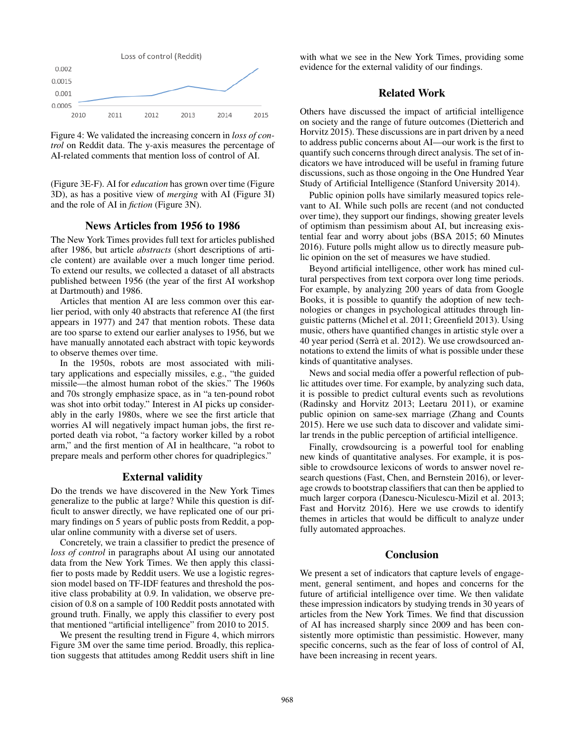Figure 4: We validated the increasing concern in *loss of control* on Reddit data. The y-axis measures the percentage of AI-related comments that mention loss of control of AI.

(Figure 3E-F). AI for *education* has grown over time (Figure 3D), as has a positive view of *merging* with AI (Figure 3I) and the role of AI in *fiction* (Figure 3N).

## News Articles from 1956 to 1986

The New York Times provides full text for articles published after 1986, but article *abstracts* (short descriptions of article content) are available over a much longer time period. To extend our results, we collected a dataset of all abstracts published between 1956 (the year of the first AI workshop at Dartmouth) and 1986.

Articles that mention AI are less common over this earlier period, with only 40 abstracts that reference AI (the first appears in 1977) and 247 that mention robots. These data are too sparse to extend our earlier analyses to 1956, but we have manually annotated each abstract with topic keywords to observe themes over time.

In the 1950s, robots are most associated with military applications and especially missiles, e.g., "the guided missile—the almost human robot of the skies." The 1960s and 70s strongly emphasize space, as in "a ten-pound robot was shot into orbit today." Interest in AI picks up considerably in the early 1980s, where we see the first article that worries AI will negatively impact human jobs, the first reported death via robot, "a factory worker killed by a robot arm," and the first mention of AI in healthcare, "a robot to prepare meals and perform other chores for quadriplegics."

## External validity

Do the trends we have discovered in the New York Times generalize to the public at large? While this question is difficult to answer directly, we have replicated one of our primary findings on 5 years of public posts from Reddit, a popular online community with a diverse set of users.

Concretely, we train a classifier to predict the presence of *loss of control* in paragraphs about AI using our annotated data from the New York Times. We then apply this classifier to posts made by Reddit users. We use a logistic regression model based on TF-IDF features and threshold the positive class probability at 0.9. In validation, we observe precision of 0.8 on a sample of 100 Reddit posts annotated with ground truth. Finally, we apply this classifier to every post that mentioned "artificial intelligence" from 2010 to 2015.

We present the resulting trend in Figure 4, which mirrors Figure 3M over the same time period. Broadly, this replication suggests that attitudes among Reddit users shift in line with what we see in the New York Times, providing some evidence for the external validity of our findings.

## Related Work

Others have discussed the impact of artificial intelligence on society and the range of future outcomes (Dietterich and Horvitz 2015). These discussions are in part driven by a need to address public concerns about AI—our work is the first to quantify such concerns through direct analysis. The set of indicators we have introduced will be useful in framing future discussions, such as those ongoing in the One Hundred Year Study of Artificial Intelligence (Stanford University 2014).

Public opinion polls have similarly measured topics relevant to AI. While such polls are recent (and not conducted over time), they support our findings, showing greater levels of optimism than pessimism about AI, but increasing existential fear and worry about jobs (BSA 2015; 60 Minutes 2016). Future polls might allow us to directly measure public opinion on the set of measures we have studied.

Beyond artificial intelligence, other work has mined cultural perspectives from text corpora over long time periods. For example, by analyzing 200 years of data from Google Books, it is possible to quantify the adoption of new technologies or changes in psychological attitudes through linguistic patterns (Michel et al. 2011; Greenfield 2013). Using music, others have quantified changes in artistic style over a 40 year period (Serrà et al. 2012). We use crowdsourced annotations to extend the limits of what is possible under these kinds of quantitative analyses.

News and social media offer a powerful reflection of public attitudes over time. For example, by analyzing such data, it is possible to predict cultural events such as revolutions (Radinsky and Horvitz 2013; Leetaru 2011), or examine public opinion on same-sex marriage (Zhang and Counts 2015). Here we use such data to discover and validate similar trends in the public perception of artificial intelligence.

Finally, crowdsourcing is a powerful tool for enabling new kinds of quantitative analyses. For example, it is possible to crowdsource lexicons of words to answer novel research questions (Fast, Chen, and Bernstein 2016), or leverage crowds to bootstrap classifiers that can then be applied to much larger corpora (Danescu-Niculescu-Mizil et al. 2013; Fast and Horvitz 2016). Here we use crowds to identify themes in articles that would be difficult to analyze under fully automated approaches.

## Conclusion

We present a set of indicators that capture levels of engagement, general sentiment, and hopes and concerns for the future of artificial intelligence over time. We then validate these impression indicators by studying trends in 30 years of articles from the New York Times. We find that discussion of AI has increased sharply since 2009 and has been consistently more optimistic than pessimistic. However, many specific concerns, such as the fear of loss of control of AI, have been increasing in recent years.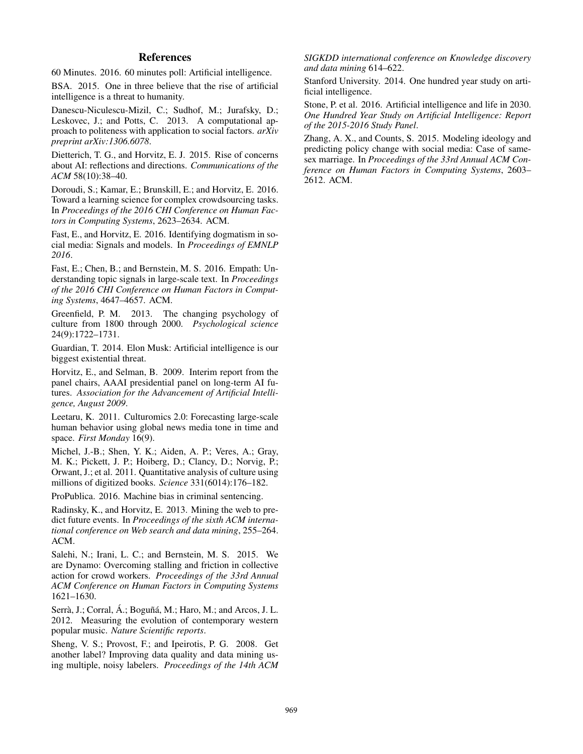## References

60 Minutes. 2016. 60 minutes poll: Artificial intelligence.

BSA. 2015. One in three believe that the rise of artificial intelligence is a threat to humanity.

Danescu-Niculescu-Mizil, C.; Sudhof, M.; Jurafsky, D.; Leskovec, J.; and Potts, C. 2013. A computational approach to politeness with application to social factors. *arXiv preprint arXiv:1306.6078*.

Dietterich, T. G., and Horvitz, E. J. 2015. Rise of concerns about AI: reflections and directions. *Communications of the ACM* 58(10):38–40.

Doroudi, S.; Kamar, E.; Brunskill, E.; and Horvitz, E. 2016. Toward a learning science for complex crowdsourcing tasks. In *Proceedings of the 2016 CHI Conference on Human Factors in Computing Systems*, 2623–2634. ACM.

Fast, E., and Horvitz, E. 2016. Identifying dogmatism in social media: Signals and models. In *Proceedings of EMNLP 2016*.

Fast, E.; Chen, B.; and Bernstein, M. S. 2016. Empath: Understanding topic signals in large-scale text. In *Proceedings of the 2016 CHI Conference on Human Factors in Computing Systems*, 4647–4657. ACM.

Greenfield, P. M. 2013. The changing psychology of culture from 1800 through 2000. *Psychological science* 24(9):1722–1731.

Guardian, T. 2014. Elon Musk: Artificial intelligence is our biggest existential threat.

Horvitz, E., and Selman, B. 2009. Interim report from the panel chairs, AAAI presidential panel on long-term AI futures. *Association for the Advancement of Artificial Intelligence, August 2009*.

Leetaru, K. 2011. Culturomics 2.0: Forecasting large-scale human behavior using global news media tone in time and space. *First Monday* 16(9).

Michel, J.-B.; Shen, Y. K.; Aiden, A. P.; Veres, A.; Gray, M. K.; Pickett, J. P.; Hoiberg, D.; Clancy, D.; Norvig, P.; Orwant, J.; et al. 2011. Quantitative analysis of culture using millions of digitized books. *Science* 331(6014):176–182.

ProPublica. 2016. Machine bias in criminal sentencing.

Radinsky, K., and Horvitz, E. 2013. Mining the web to predict future events. In *Proceedings of the sixth ACM international conference on Web search and data mining*, 255–264. ACM.

Salehi, N.; Irani, L. C.; and Bernstein, M. S. 2015. We are Dynamo: Overcoming stalling and friction in collective action for crowd workers. *Proceedings of the 33rd Annual ACM Conference on Human Factors in Computing Systems* 1621–1630.

Serrà, J.; Corral, Á.; Boguñá, M.; Haro, M.; and Arcos, J. L. 2012. Measuring the evolution of contemporary western popular music. *Nature Scientific reports*.

Sheng, V. S.; Provost, F.; and Ipeirotis, P. G. 2008. Get another label? Improving data quality and data mining using multiple, noisy labelers. *Proceedings of the 14th ACM SIGKDD international conference on Knowledge discovery and data mining* 614–622.

Stanford University. 2014. One hundred year study on artificial intelligence.

Stone, P. et al. 2016. Artificial intelligence and life in 2030. *One Hundred Year Study on Artificial Intelligence: Report of the 2015-2016 Study Panel*.

Zhang, A. X., and Counts, S. 2015. Modeling ideology and predicting policy change with social media: Case of same-sex marriage. In *Proceedings of the 33rd Annual ACM Conference on Human Factors in Computing Systems*, 2603–2612. ACM.